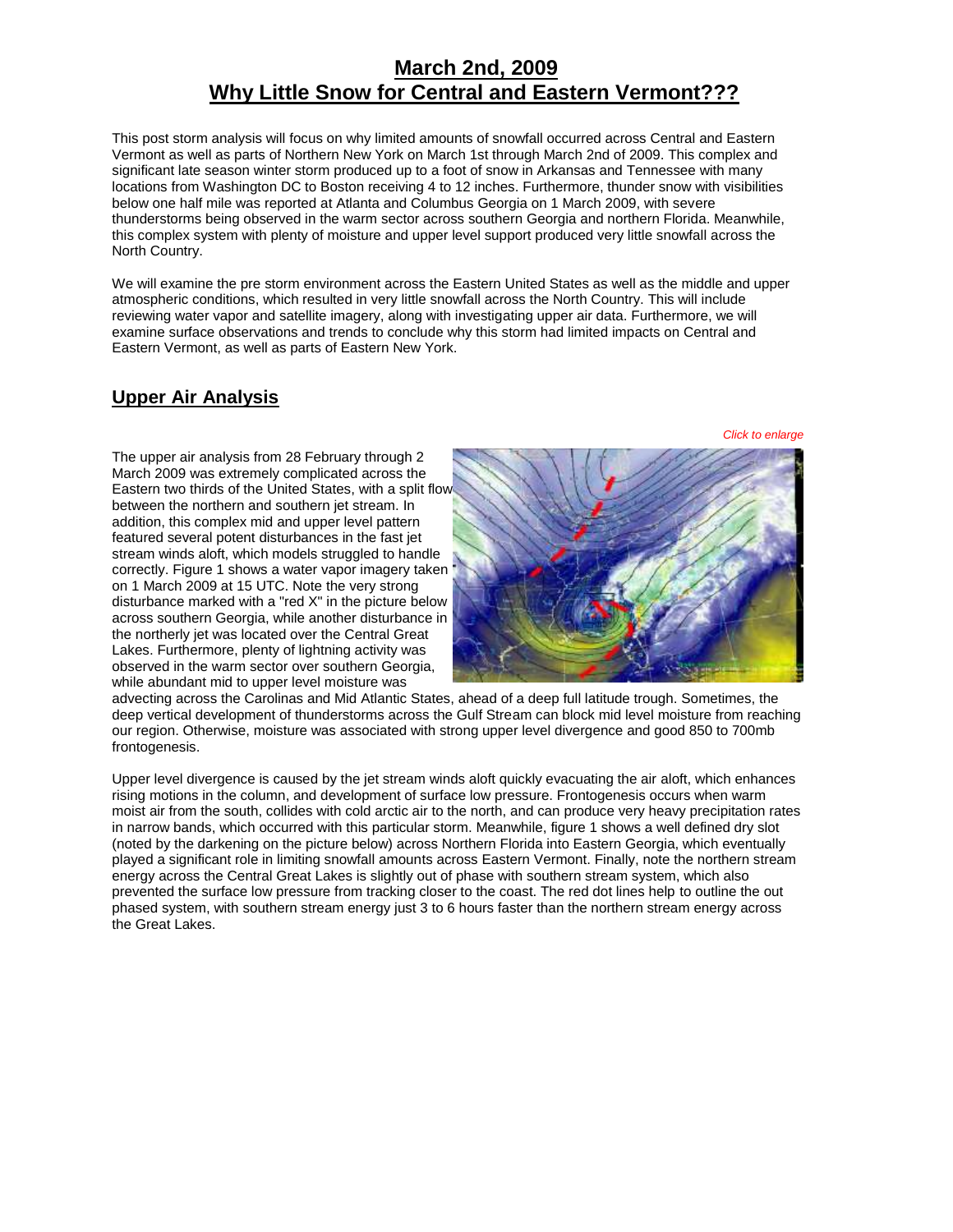# March 2nd, 2009
# Why Little Snow for Central and Eastern Vermont???

This post storm analysis will focus on why limited amounts of snowfall occurred across Central and Eastern Vermont as well as parts of Northern New York on March 1st through March 2nd of 2009. This complex and significant late season winter storm produced up to a foot of snow in Arkansas and Tennessee with many locations from Washington DC to Boston receiving 4 to 12 inches. Furthermore, thunder snow with visibilities below one half mile was reported at Atlanta and Columbus Georgia on 1 March 2009, with severe thunderstorms being observed in the warm sector across southern Georgia and northern Florida. Meanwhile, this complex system with plenty of moisture and upper level support produced very little snowfall across the North Country.

We will examine the pre storm environment across the Eastern United States as well as the middle and upper atmospheric conditions, which resulted in very little snowfall across the North Country. This will include reviewing water vapor and satellite imagery, along with investigating upper air data. Furthermore, we will examine surface observations and trends to conclude why this storm had limited impacts on Central and Eastern Vermont, as well as parts of Eastern New York.

## Upper Air Analysis

*Click to enlarge*

The upper air analysis from 28 February through 2 March 2009 was extremely complicated across the Eastern two thirds of the United States, with a split flow between the northern and southern jet stream. In addition, this complex mid and upper level pattern featured several potent disturbances in the fast jet stream winds aloft, which models struggled to handle correctly. Figure 1 shows a water vapor imagery taken on 1 March 2009 at 15 UTC. Note the very strong disturbance marked with a "red X" in the picture below across southern Georgia, while another disturbance in the northerly jet was located over the Central Great Lakes. Furthermore, plenty of lightning activity was observed in the warm sector over southern Georgia, while abundant mid to upper level moisture was advecting across the Carolinas and Mid Atlantic States, ahead of a deep full latitude trough. Sometimes, the deep vertical development of thunderstorms across the Gulf Stream can block mid level moisture from reaching our region. Otherwise, moisture was associated with strong upper level divergence and good 850 to 700mb frontogenesis.

Upper level divergence is caused by the jet stream winds aloft quickly evacuating the air aloft, which enhances rising motions in the column, and development of surface low pressure. Frontogenesis occurs when warm moist air from the south, collides with cold arctic air to the north, and can produce very heavy precipitation rates in narrow bands, which occurred with this particular storm. Meanwhile, figure 1 shows a well defined dry slot (noted by the darkening on the picture below) across Northern Florida into Eastern Georgia, which eventually played a significant role in limiting snowfall amounts across Eastern Vermont. Finally, note the northern stream energy across the Central Great Lakes is slightly out of phase with southern stream system, which also prevented the surface low pressure from tracking closer to the coast. The red dot lines help to outline the out phased system, with southern stream energy just 3 to 6 hours faster than the northern stream energy across the Great Lakes.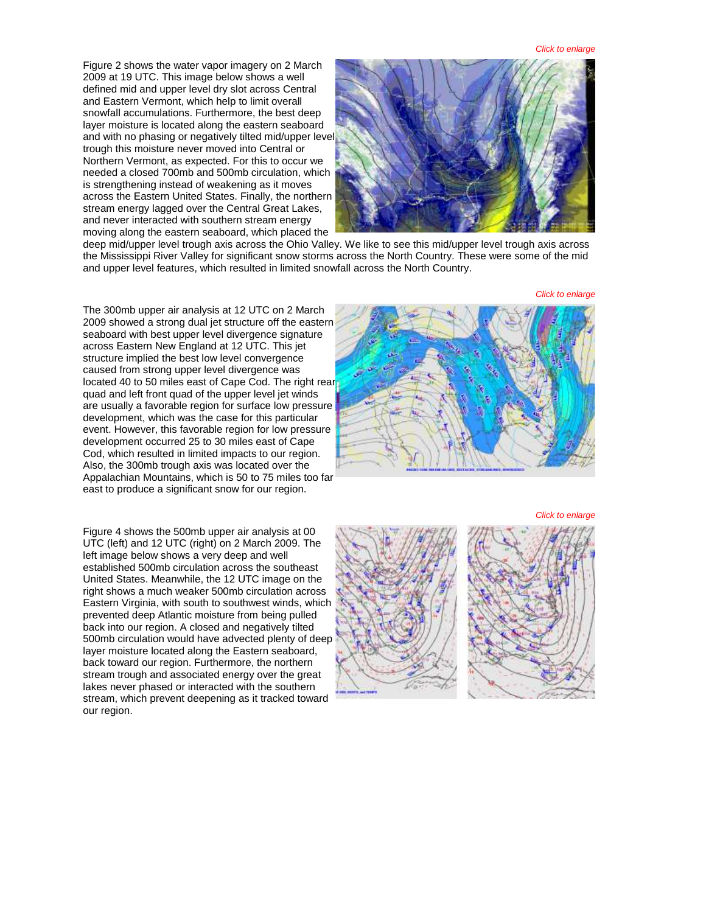*Click to enlarge*

Figure 2 shows the water vapor imagery on 2 March 2009 at 19 UTC. This image below shows a well defined mid and upper level dry slot across Central and Eastern Vermont, which help to limit overall snowfall accumulations. Furthermore, the best deep layer moisture is located along the eastern seaboard and with no phasing or negatively tilted mid/upper level trough this moisture never moved into Central or Northern Vermont, as expected. For this to occur we needed a closed 700mb and 500mb circulation, which is strengthening instead of weakening as it moves across the Eastern United States. Finally, the northern stream energy lagged over the Central Great Lakes, and never interacted with southern stream energy moving along the eastern seaboard, which placed the deep mid/upper level trough axis across the Ohio Valley. We like to see this mid/upper level trough axis across the Mississippi River Valley for significant snow storms across the North Country. These were some of the mid and upper level features, which resulted in limited snowfall across the North Country.

*Click to enlarge*

The 300mb upper air analysis at 12 UTC on 2 March 2009 showed a strong dual jet structure off the eastern seaboard with best upper level divergence signature across Eastern New England at 12 UTC. This jet structure implied the best low level convergence caused from strong upper level divergence was located 40 to 50 miles east of Cape Cod. The right rear quad and left front quad of the upper level jet winds are usually a favorable region for surface low pressure development, which was the case for this particular event. However, this favorable region for low pressure development occurred 25 to 30 miles east of Cape Cod, which resulted in limited impacts to our region. Also, the 300mb trough axis was located over the Appalachian Mountains, which is 50 to 75 miles too far east to produce a significant snow for our region.

*Click to enlarge*

Figure 4 shows the 500mb upper air analysis at 00 UTC (left) and 12 UTC (right) on 2 March 2009. The left image below shows a very deep and well established 500mb circulation across the southeast United States. Meanwhile, the 12 UTC image on the right shows a much weaker 500mb circulation across Eastern Virginia, with south to southwest winds, which prevented deep Atlantic moisture from being pulled back into our region. A closed and negatively tilted 500mb circulation would have advected plenty of deep layer moisture located along the Eastern seaboard, back toward our region. Furthermore, the northern stream trough and associated energy over the great lakes never phased or interacted with the southern stream, which prevent deepening as it tracked toward our region.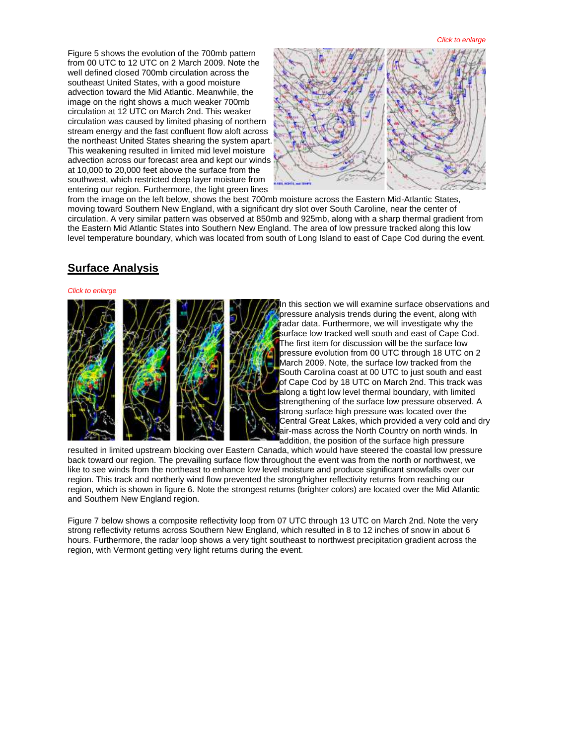*Click to enlarge*

Figure 5 shows the evolution of the 700mb pattern from 00 UTC to 12 UTC on 2 March 2009. Note the well defined closed 700mb circulation across the southeast United States, with a good moisture advection toward the Mid Atlantic. Meanwhile, the image on the right shows a much weaker 700mb circulation at 12 UTC on March 2nd. This weaker circulation was caused by limited phasing of northern stream energy and the fast confluent flow aloft across the northeast United States shearing the system apart. This weakening resulted in limited mid level moisture advection across our forecast area and kept our winds at 10,000 to 20,000 feet above the surface from the southwest, which restricted deep layer moisture from entering our region. Furthermore, the light green lines from the image on the left below, shows the best 700mb moisture across the Eastern Mid-Atlantic States, moving toward Southern New England, with a significant dry slot over South Caroline, near the center of circulation. A very similar pattern was observed at 850mb and 925mb, along with a sharp thermal gradient from the Eastern Mid Atlantic States into Southern New England. The area of low pressure tracked along this low level temperature boundary, which was located from south of Long Island to east of Cape Cod during the event.

## Surface Analysis

*Click to enlarge*

In this section we will examine surface observations and pressure analysis trends during the event, along with radar data. Furthermore, we will investigate why the surface low tracked well south and east of Cape Cod. The first item for discussion will be the surface low pressure evolution from 00 UTC through 18 UTC on 2 March 2009. Note, the surface low tracked from the South Carolina coast at 00 UTC to just south and east of Cape Cod by 18 UTC on March 2nd. This track was along a tight low level thermal boundary, with limited strengthening of the surface low pressure observed. A strong surface high pressure was located over the Central Great Lakes, which provided a very cold and dry air-mass across the North Country on north winds. In addition, the position of the surface high pressure resulted in limited upstream blocking over Eastern Canada, which would have steered the coastal low pressure back toward our region. The prevailing surface flow throughout the event was from the north or northwest, we like to see winds from the northeast to enhance low level moisture and produce significant snowfalls over our region. This track and northerly wind flow prevented the strong/higher reflectivity returns from reaching our region, which is shown in figure 6. Note the strongest returns (brighter colors) are located over the Mid Atlantic and Southern New England region.

Figure 7 below shows a composite reflectivity loop from 07 UTC through 13 UTC on March 2nd. Note the very strong reflectivity returns across Southern New England, which resulted in 8 to 12 inches of snow in about 6 hours. Furthermore, the radar loop shows a very tight southeast to northwest precipitation gradient across the region, with Vermont getting very light returns during the event.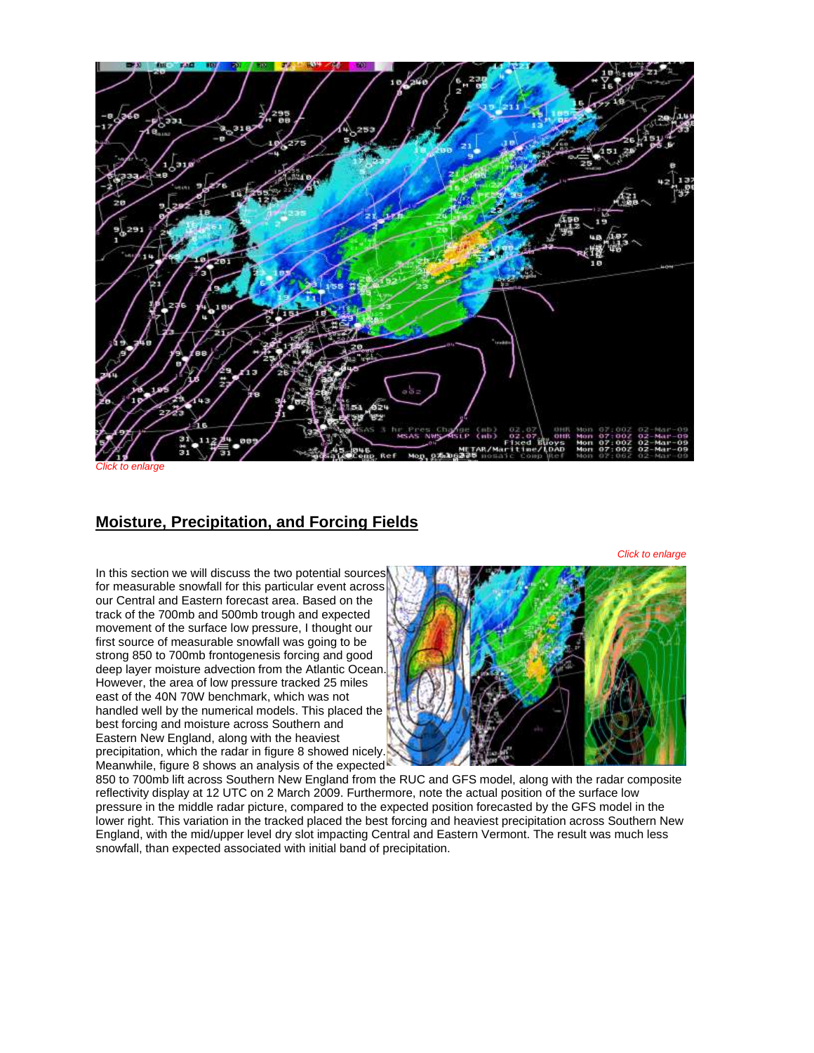*Click to enlarge*

## Moisture, Precipitation, and Forcing Fields

*Click to enlarge*

In this section we will discuss the two potential sources for measurable snowfall for this particular event across our Central and Eastern forecast area. Based on the track of the 700mb and 500mb trough and expected movement of the surface low pressure, I thought our first source of measurable snowfall was going to be strong 850 to 700mb frontogenesis forcing and good deep layer moisture advection from the Atlantic Ocean. However, the area of low pressure tracked 25 miles east of the 40N 70W benchmark, which was not handled well by the numerical models. This placed the best forcing and moisture across Southern and Eastern New England, along with the heaviest precipitation, which the radar in figure 8 showed nicely. Meanwhile, figure 8 shows an analysis of the expected 850 to 700mb lift across Southern New England from the RUC and GFS model, along with the radar composite reflectivity display at 12 UTC on 2 March 2009. Furthermore, note the actual position of the surface low pressure in the middle radar picture, compared to the expected position forecasted by the GFS model in the lower right. This variation in the tracked placed the best forcing and heaviest precipitation across Southern New England, with the mid/upper level dry slot impacting Central and Eastern Vermont. The result was much less snowfall, than expected associated with initial band of precipitation.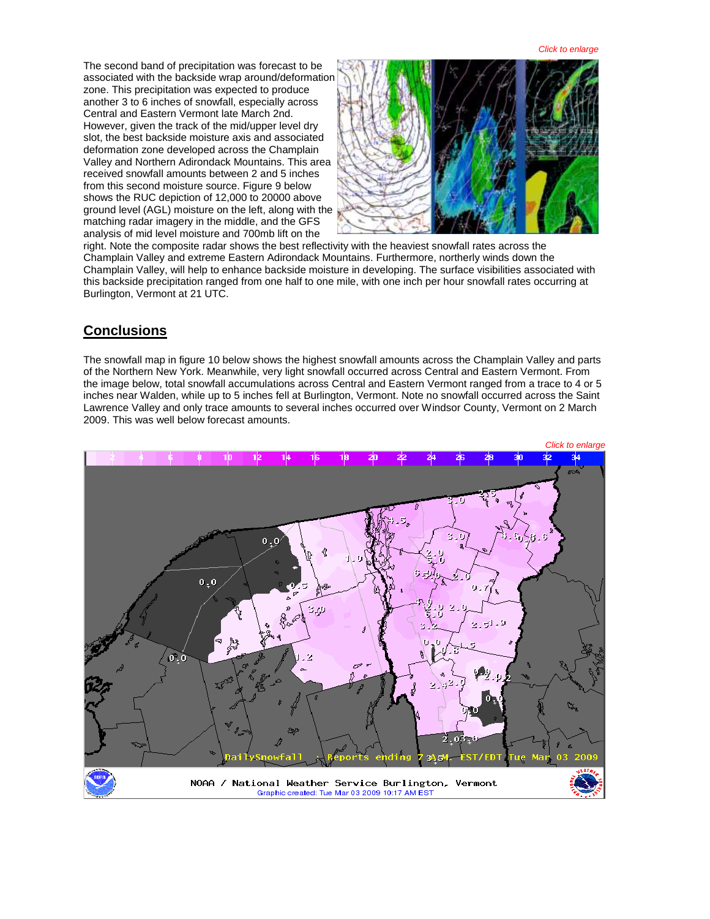*Click to enlarge*

The second band of precipitation was forecast to be associated with the backside wrap around/deformation zone. This precipitation was expected to produce another 3 to 6 inches of snowfall, especially across Central and Eastern Vermont late March 2nd. However, given the track of the mid/upper level dry slot, the best backside moisture axis and associated deformation zone developed across the Champlain Valley and Northern Adirondack Mountains. This area received snowfall amounts between 2 and 5 inches from this second moisture source. Figure 9 below shows the RUC depiction of 12,000 to 20000 above ground level (AGL) moisture on the left, along with the matching radar imagery in the middle, and the GFS analysis of mid level moisture and 700mb lift on the right. Note the composite radar shows the best reflectivity with the heaviest snowfall rates across the Champlain Valley and extreme Eastern Adirondack Mountains. Furthermore, northerly winds down the Champlain Valley, will help to enhance backside moisture in developing. The surface visibilities associated with this backside precipitation ranged from one half to one mile, with one inch per hour snowfall rates occurring at Burlington, Vermont at 21 UTC.

## Conclusions

The snowfall map in figure 10 below shows the highest snowfall amounts across the Champlain Valley and parts of the Northern New York. Meanwhile, very light snowfall occurred across Central and Eastern Vermont. From the image below, total snowfall accumulations across Central and Eastern Vermont ranged from a trace to 4 or 5 inches near Walden, while up to 5 inches fell at Burlington, Vermont. Note no snowfall occurred across the Saint Lawrence Valley and only trace amounts to several inches occurred over Windsor County, Vermont on 2 March 2009. This was well below forecast amounts.

*Click to enlarge*

2 4 6 8 10 12 14 16 18 20 22 24 26 28 30 32 34

DailySnowfall - Reports ending 7 AM EST/EDT Tue Mar 03 2009

NOAA / National Weather Service Burlington, Vermont

Graphic created: Tue Mar 03 2009 10:17 AM EST